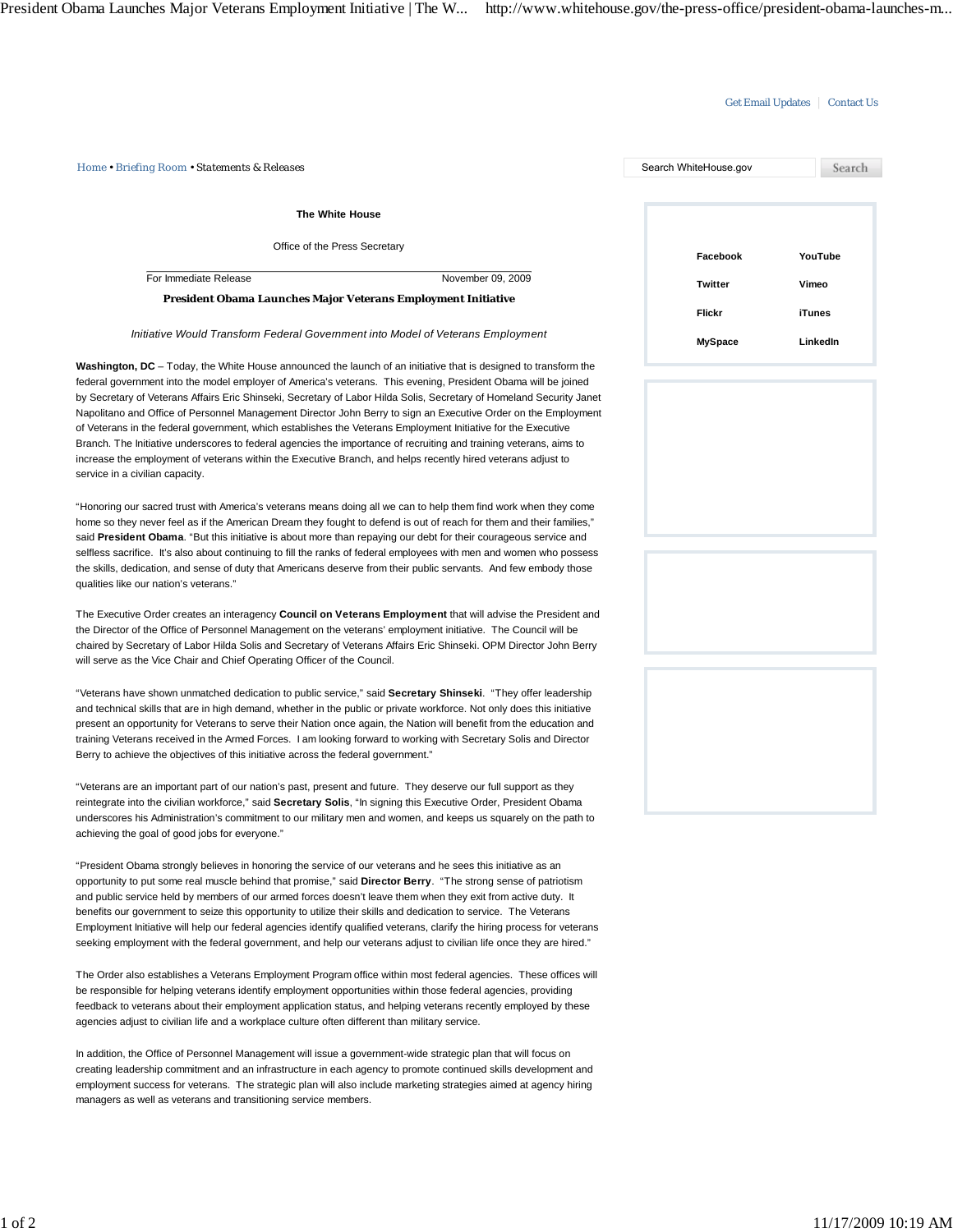Get Email Updates | Contact Us

Home • Briefing Room • Statements & Releases

Search WhiteHouse.gov Search

Facebook | YouTube
Twitter | Vimeo
Flickr | iTunes
MySpace | LinkedIn

**The White House**

Office of the Press Secretary

For Immediate Release November 09, 2009

# President Obama Launches Major Veterans Employment Initiative

*Initiative Would Transform Federal Government into Model of Veterans Employment*

**Washington, DC** – Today, the White House announced the launch of an initiative that is designed to transform the federal government into the model employer of America's veterans. This evening, President Obama will be joined by Secretary of Veterans Affairs Eric Shinseki, Secretary of Labor Hilda Solis, Secretary of Homeland Security Janet Napolitano and Office of Personnel Management Director John Berry to sign an Executive Order on the Employment of Veterans in the federal government, which establishes the Veterans Employment Initiative for the Executive Branch. The Initiative underscores to federal agencies the importance of recruiting and training veterans, aims to increase the employment of veterans within the Executive Branch, and helps recently hired veterans adjust to service in a civilian capacity.

"Honoring our sacred trust with America's veterans means doing all we can to help them find work when they come home so they never feel as if the American Dream they fought to defend is out of reach for them and their families," said **President Obama**. "But this initiative is about more than repaying our debt for their courageous service and selfless sacrifice. It's also about continuing to fill the ranks of federal employees with men and women who possess the skills, dedication, and sense of duty that Americans deserve from their public servants. And few embody those qualities like our nation's veterans."

The Executive Order creates an interagency **Council on Veterans Employment** that will advise the President and the Director of the Office of Personnel Management on the veterans' employment initiative. The Council will be chaired by Secretary of Labor Hilda Solis and Secretary of Veterans Affairs Eric Shinseki. OPM Director John Berry will serve as the Vice Chair and Chief Operating Officer of the Council.

"Veterans have shown unmatched dedication to public service," said **Secretary Shinseki**. "They offer leadership and technical skills that are in high demand, whether in the public or private workforce. Not only does this initiative present an opportunity for Veterans to serve their Nation once again, the Nation will benefit from the education and training Veterans received in the Armed Forces. I am looking forward to working with Secretary Solis and Director Berry to achieve the objectives of this initiative across the federal government."

"Veterans are an important part of our nation's past, present and future. They deserve our full support as they reintegrate into the civilian workforce," said **Secretary Solis**, "In signing this Executive Order, President Obama underscores his Administration's commitment to our military men and women, and keeps us squarely on the path to achieving the goal of good jobs for everyone."

"President Obama strongly believes in honoring the service of our veterans and he sees this initiative as an opportunity to put some real muscle behind that promise," said **Director Berry**. "The strong sense of patriotism and public service held by members of our armed forces doesn't leave them when they exit from active duty. It benefits our government to seize this opportunity to utilize their skills and dedication to service. The Veterans Employment Initiative will help our federal agencies identify qualified veterans, clarify the hiring process for veterans seeking employment with the federal government, and help our veterans adjust to civilian life once they are hired."

The Order also establishes a Veterans Employment Program office within most federal agencies. These offices will be responsible for helping veterans identify employment opportunities within those federal agencies, providing feedback to veterans about their employment application status, and helping veterans recently employed by these agencies adjust to civilian life and a workplace culture often different than military service.

In addition, the Office of Personnel Management will issue a government-wide strategic plan that will focus on creating leadership commitment and an infrastructure in each agency to promote continued skills development and employment success for veterans. The strategic plan will also include marketing strategies aimed at agency hiring managers as well as veterans and transitioning service members.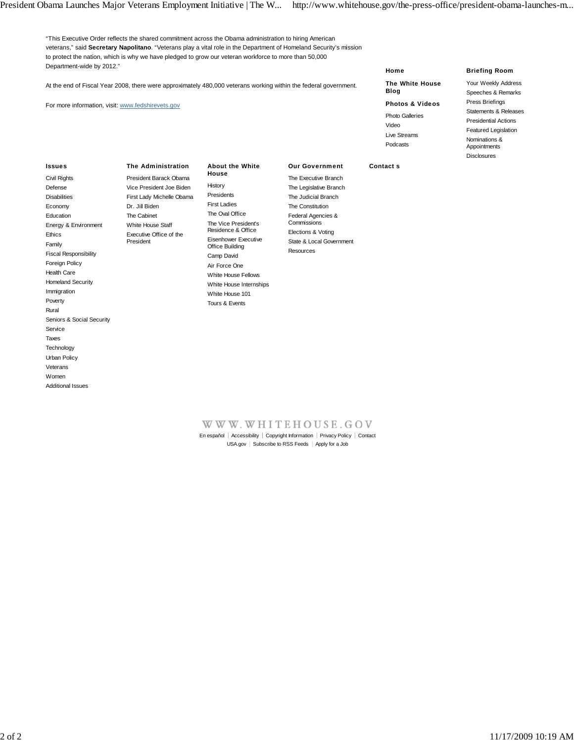"This Executive Order reflects the shared commitment across the Obama administration to hiring American veterans," said **Secretary Napolitano**. "Veterans play a vital role in the Department of Homeland Security's mission to protect the nation, which is why we have pledged to grow our veteran workforce to more than 50,000 Department-wide by 2012."

At the end of Fiscal Year 2008, there were approximately 480,000 veterans working within the federal government.

For more information, visit: [www.fedshirevets.gov](www.fedshirevets.gov)

**Home**

**The White House Blog**

**Photos & Videos**

- Photo Galleries
- Video
- Live Streams
- Podcasts

**Briefing Room**

- Your Weekly Address
- Speeches & Remarks
- Press Briefings
- Statements & Releases
- Presidential Actions
- Featured Legislation
- Nominations & Appointments
- Disclosures

**Issues**

- Civil Rights
- Defense
- Disabilities
- Economy
- Education
- Energy & Environment
- Ethics
- Family
- Fiscal Responsibility
- Foreign Policy
- Health Care
- Homeland Security
- Immigration
- Poverty
- Rural
- Seniors & Social Security
- Service
- Taxes
- Technology
- Urban Policy
- Veterans
- Women
- Additional Issues

**The Administration**

- President Barack Obama
- Vice President Joe Biden
- First Lady Michelle Obama
- Dr. Jill Biden
- The Cabinet
- White House Staff
- Executive Office of the President

**About the White House**

- History
- Presidents
- First Ladies
- The Oval Office
- The Vice President's Residence & Office
- Eisenhower Executive Office Building
- Camp David
- Air Force One
- White House Fellows
- White House Internships
- White House 101
- Tours & Events

**Our Government**

- The Executive Branch
- The Legislative Branch
- The Judicial Branch
- The Constitution
- Federal Agencies & Commissions
- Elections & Voting
- State & Local Government
- Resources

**Contact s**

WWW.WHITEHOUSE.GOV

En español | Accessibility | Copyright Information | Privacy Policy | Contact

USA.gov | Subscribe to RSS Feeds | Apply for a Job